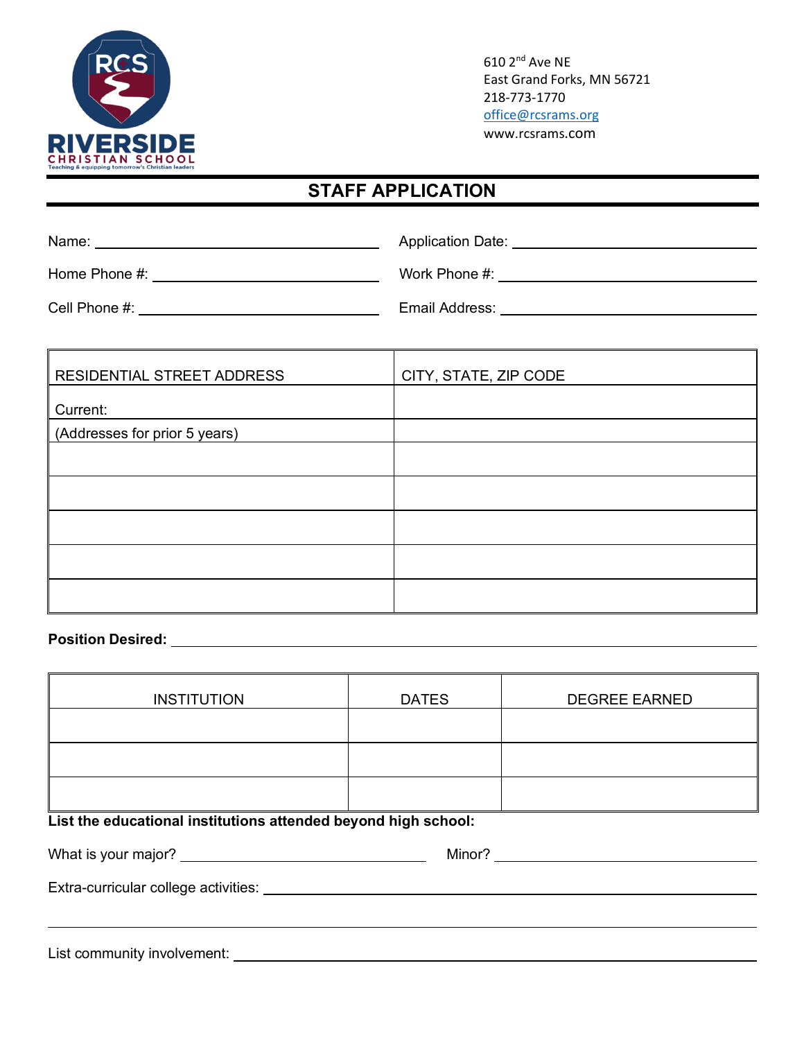RIVERSIDE CHRISTIAN SCHOOL
Teaching & equipping tomorrow's Christian leaders

610 2nd Ave NE
East Grand Forks, MN 56721
218-773-1770
office@rcsrams.org
www.rcsrams.com

# STAFF APPLICATION

Name: ______________________________ Application Date: ______________________________

Home Phone #: ______________________________ Work Phone #: ______________________________

Cell Phone #: ______________________________ Email Address: ______________________________

| RESIDENTIAL STREET ADDRESS | CITY, STATE, ZIP CODE |
|---|---|
| Current: | |
| (Addresses for prior 5 years) | |
| | |
| | |
| | |
| | |
| | |

**Position Desired:** ______________________________

| INSTITUTION | DATES | DEGREE EARNED |
|---|---|---|
| | | |
| | | |
| | | |

**List the educational institutions attended beyond high school:**

What is your major? ______________________________ Minor? ______________________________

Extra-curricular college activities: ______________________________

______________________________

List community involvement: ______________________________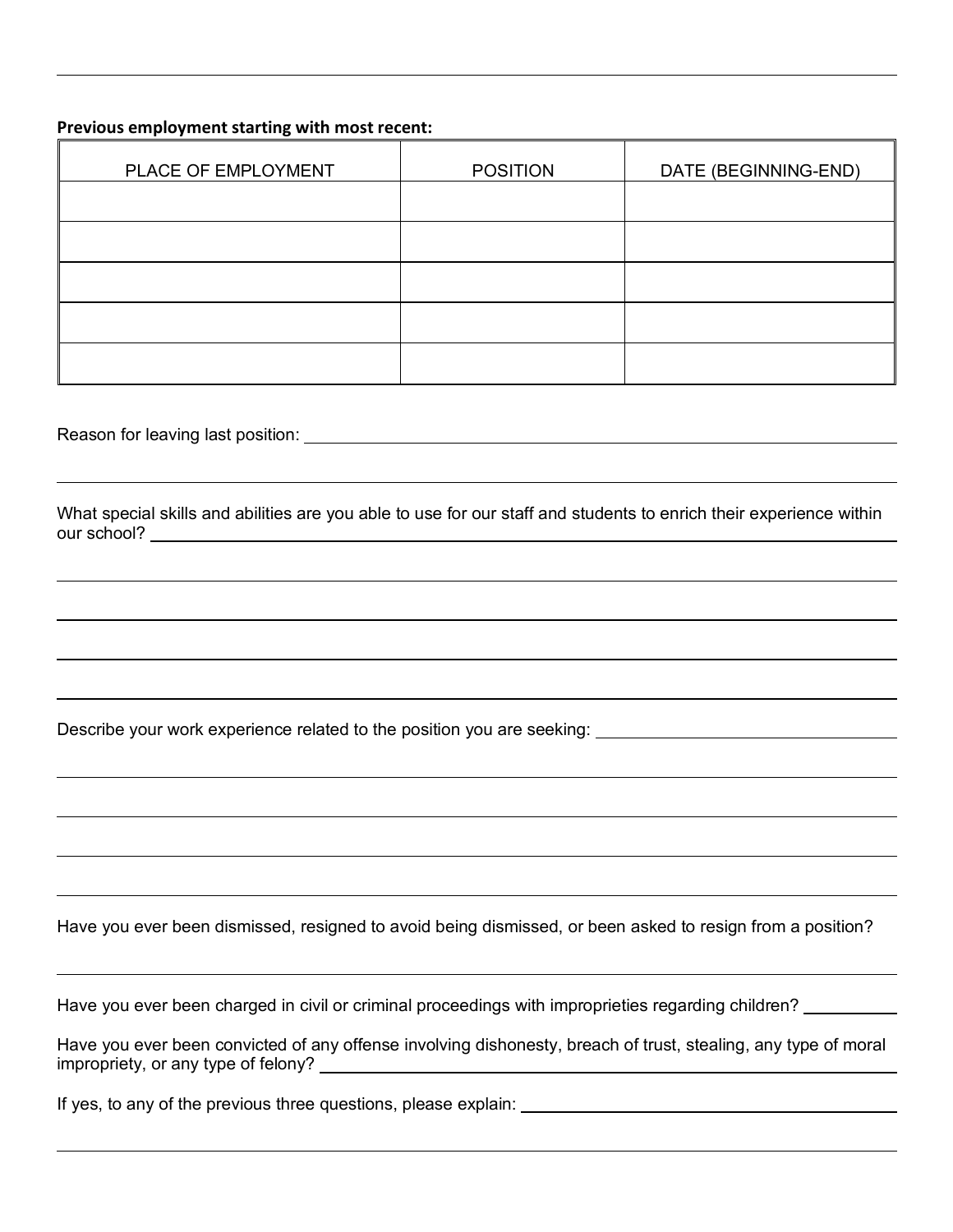**Previous employment starting with most recent:**

| PLACE OF EMPLOYMENT | POSITION | DATE (BEGINNING-END) |
|---|---|---|
| | | |
| | | |
| | | |
| | | |
| | | |

Reason for leaving last position: \_\_\_\_\_\_\_\_\_\_\_\_\_\_\_\_\_\_\_\_\_\_\_\_\_\_\_\_\_\_\_\_\_\_\_\_\_\_\_\_

What special skills and abilities are you able to use for our staff and students to enrich their experience within our school? \_\_\_\_\_\_\_\_\_\_\_\_\_\_\_\_\_\_\_\_\_\_\_\_\_\_\_\_\_\_\_\_\_\_\_\_\_\_\_\_

Describe your work experience related to the position you are seeking: \_\_\_\_\_\_\_\_\_\_\_\_\_\_\_\_\_\_\_\_\_\_\_\_\_\_\_\_\_\_\_\_\_\_\_\_\_\_\_\_

Have you ever been dismissed, resigned to avoid being dismissed, or been asked to resign from a position?

\_\_\_\_\_\_\_\_\_\_\_\_\_\_\_\_\_\_\_\_\_\_\_\_\_\_\_\_\_\_\_\_\_\_\_\_\_\_\_\_

Have you ever been charged in civil or criminal proceedings with improprieties regarding children? \_\_\_\_\_\_\_\_\_\_

Have you ever been convicted of any offense involving dishonesty, breach of trust, stealing, any type of moral impropriety, or any type of felony? \_\_\_\_\_\_\_\_\_\_\_\_\_\_\_\_\_\_\_\_\_\_\_\_\_\_\_\_\_\_\_\_\_\_\_\_\_\_\_\_

If yes, to any of the previous three questions, please explain: \_\_\_\_\_\_\_\_\_\_\_\_\_\_\_\_\_\_\_\_\_\_\_\_\_\_\_\_\_\_\_\_\_\_\_\_\_\_\_\_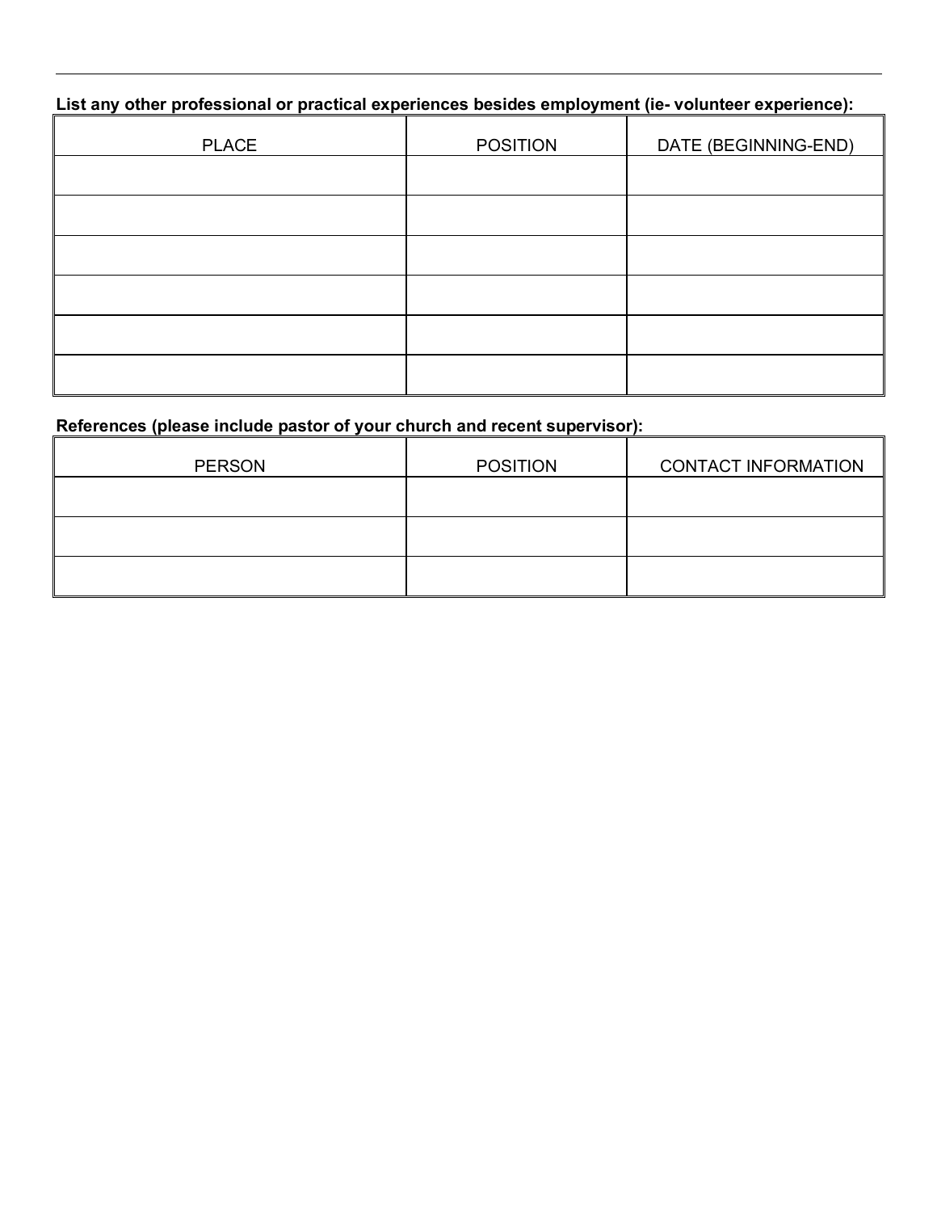**List any other professional or practical experiences besides employment (ie- volunteer experience):**

| PLACE | POSITION | DATE (BEGINNING-END) |
|---|---|---|
| | | |
| | | |
| | | |
| | | |
| | | |
| | | |

**References (please include pastor of your church and recent supervisor):**

| PERSON | POSITION | CONTACT INFORMATION |
|---|---|---|
| | | |
| | | |
| | | |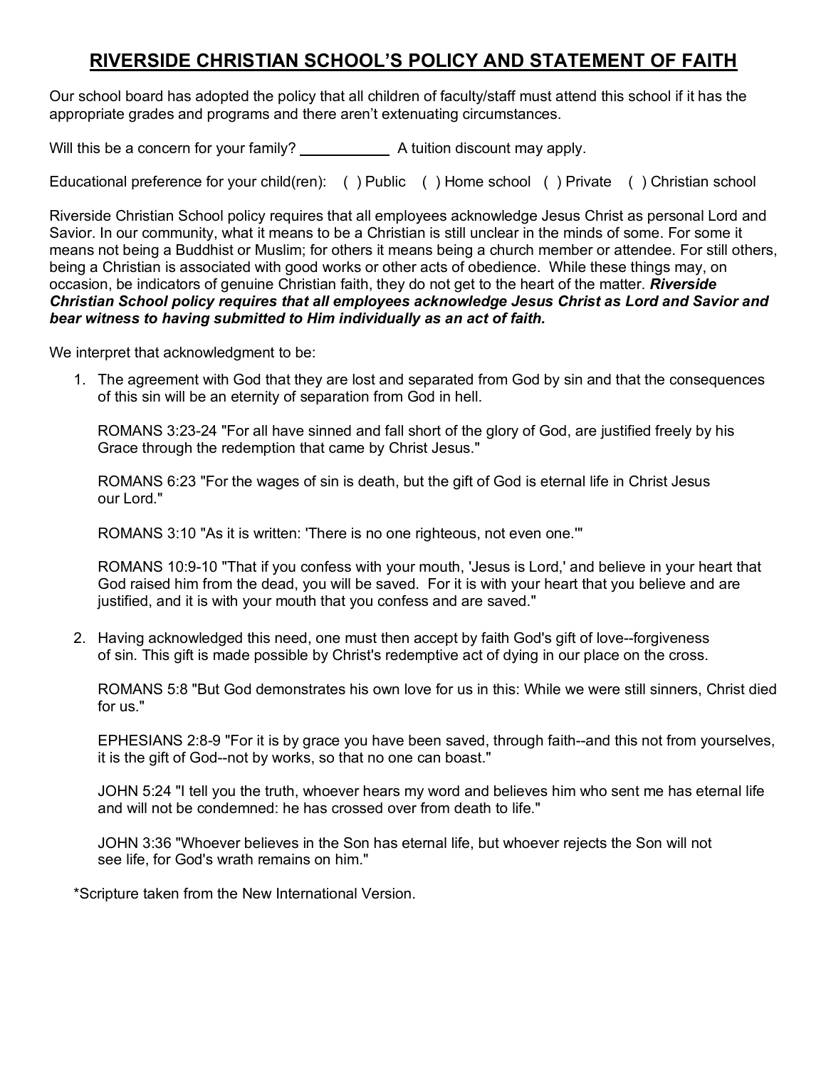# RIVERSIDE CHRISTIAN SCHOOL'S POLICY AND STATEMENT OF FAITH

Our school board has adopted the policy that all children of faculty/staff must attend this school if it has the appropriate grades and programs and there aren't extenuating circumstances.

Will this be a concern for your family? ___________ A tuition discount may apply.

Educational preference for your child(ren): ( ) Public ( ) Home school ( ) Private ( ) Christian school

Riverside Christian School policy requires that all employees acknowledge Jesus Christ as personal Lord and Savior. In our community, what it means to be a Christian is still unclear in the minds of some. For some it means not being a Buddhist or Muslim; for others it means being a church member or attendee. For still others, being a Christian is associated with good works or other acts of obedience. While these things may, on occasion, be indicators of genuine Christian faith, they do not get to the heart of the matter. ***Riverside Christian School policy requires that all employees acknowledge Jesus Christ as Lord and Savior and bear witness to having submitted to Him individually as an act of faith.***

We interpret that acknowledgment to be:

1. The agreement with God that they are lost and separated from God by sin and that the consequences of this sin will be an eternity of separation from God in hell.

   ROMANS 3:23-24 "For all have sinned and fall short of the glory of God, are justified freely by his Grace through the redemption that came by Christ Jesus."

   ROMANS 6:23 "For the wages of sin is death, but the gift of God is eternal life in Christ Jesus our Lord."

   ROMANS 3:10 "As it is written: 'There is no one righteous, not even one.'"

   ROMANS 10:9-10 "That if you confess with your mouth, 'Jesus is Lord,' and believe in your heart that God raised him from the dead, you will be saved. For it is with your heart that you believe and are justified, and it is with your mouth that you confess and are saved."

2. Having acknowledged this need, one must then accept by faith God's gift of love--forgiveness of sin. This gift is made possible by Christ's redemptive act of dying in our place on the cross.

   ROMANS 5:8 "But God demonstrates his own love for us in this: While we were still sinners, Christ died for us."

   EPHESIANS 2:8-9 "For it is by grace you have been saved, through faith--and this not from yourselves, it is the gift of God--not by works, so that no one can boast."

   JOHN 5:24 "I tell you the truth, whoever hears my word and believes him who sent me has eternal life and will not be condemned: he has crossed over from death to life."

   JOHN 3:36 "Whoever believes in the Son has eternal life, but whoever rejects the Son will not see life, for God's wrath remains on him."

*Scripture taken from the New International Version.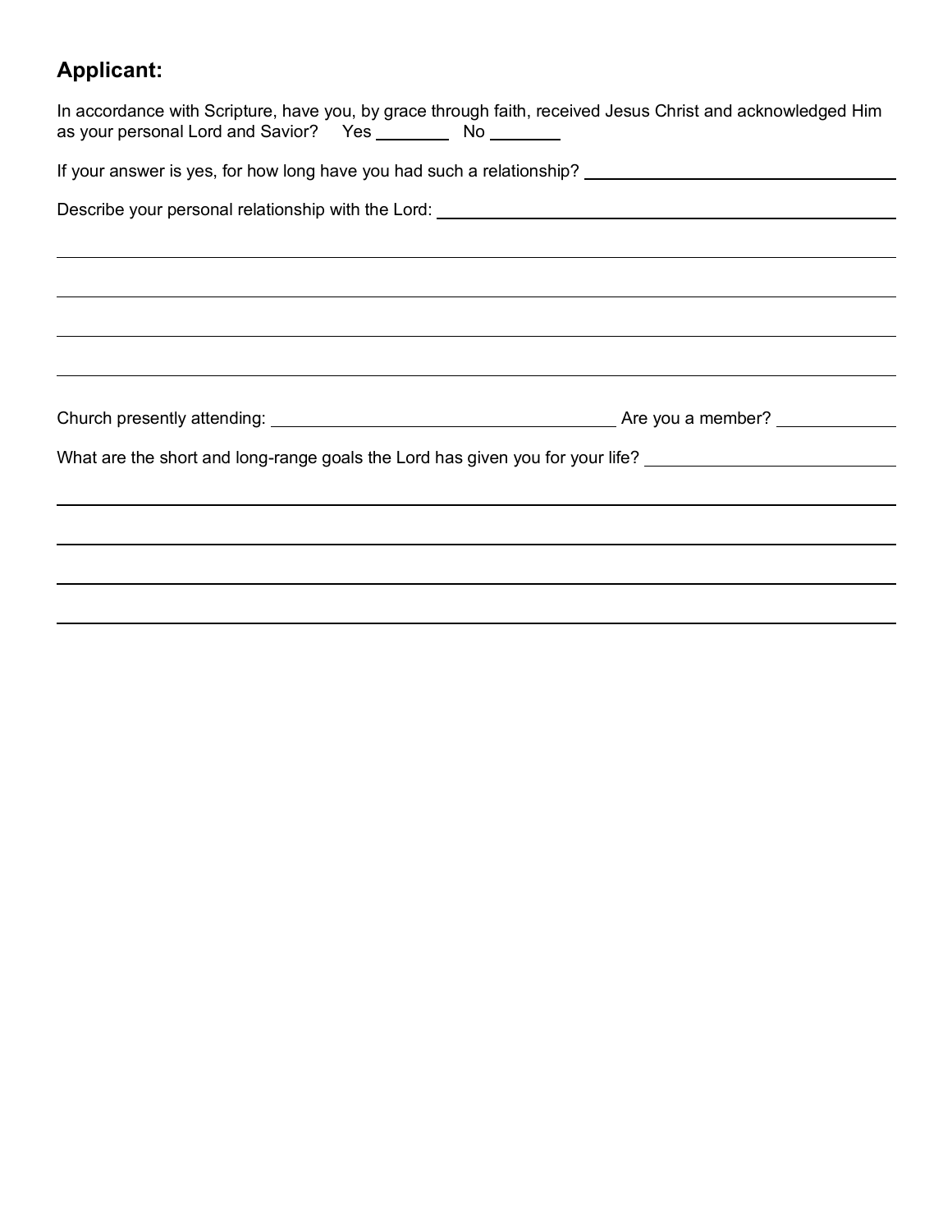## Applicant:

In accordance with Scripture, have you, by grace through faith, received Jesus Christ and acknowledged Him as your personal Lord and Savior? Yes ________ No ________

If your answer is yes, for how long have you had such a relationship? ________________________________

Describe your personal relationship with the Lord: ________________________________

________________________________________________________________

________________________________________________________________

________________________________________________________________

________________________________________________________________

Church presently attending: ________________________________ Are you a member? ____________

What are the short and long-range goals the Lord has given you for your life? ________________________

________________________________________________________________

________________________________________________________________

________________________________________________________________

________________________________________________________________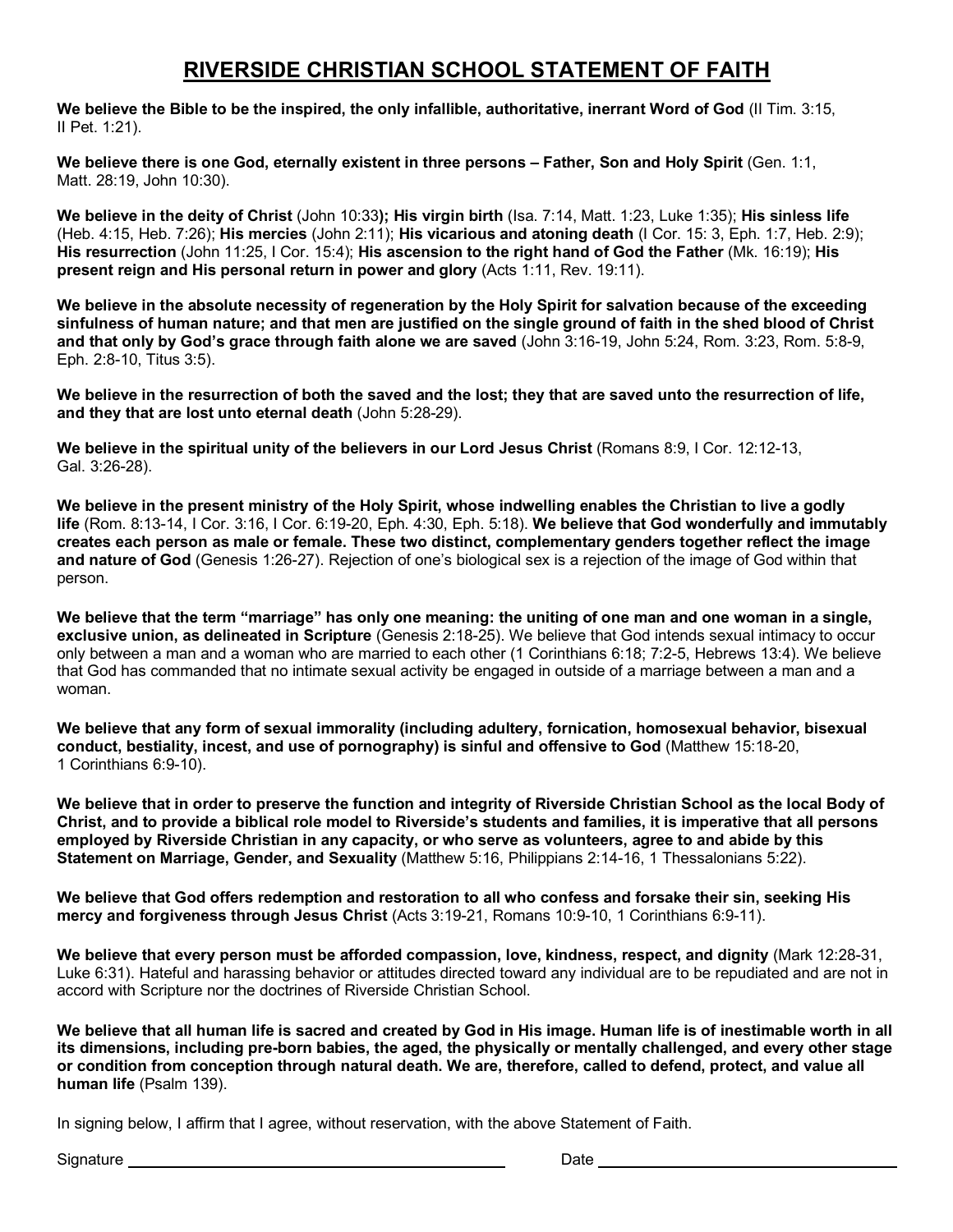# RIVERSIDE CHRISTIAN SCHOOL STATEMENT OF FAITH

**We believe the Bible to be the inspired, the only infallible, authoritative, inerrant Word of God** (II Tim. 3:15, II Pet. 1:21).

**We believe there is one God, eternally existent in three persons – Father, Son and Holy Spirit** (Gen. 1:1, Matt. 28:19, John 10:30).

**We believe in the deity of Christ** (John 10:33**); His virgin birth** (Isa. 7:14, Matt. 1:23, Luke 1:35); **His sinless life** (Heb. 4:15, Heb. 7:26); **His mercies** (John 2:11); **His vicarious and atoning death** (I Cor. 15: 3, Eph. 1:7, Heb. 2:9); **His resurrection** (John 11:25, I Cor. 15:4); **His ascension to the right hand of God the Father** (Mk. 16:19); **His present reign and His personal return in power and glory** (Acts 1:11, Rev. 19:11).

**We believe in the absolute necessity of regeneration by the Holy Spirit for salvation because of the exceeding sinfulness of human nature; and that men are justified on the single ground of faith in the shed blood of Christ and that only by God's grace through faith alone we are saved** (John 3:16-19, John 5:24, Rom. 3:23, Rom. 5:8-9, Eph. 2:8-10, Titus 3:5).

**We believe in the resurrection of both the saved and the lost; they that are saved unto the resurrection of life, and they that are lost unto eternal death** (John 5:28-29).

**We believe in the spiritual unity of the believers in our Lord Jesus Christ** (Romans 8:9, I Cor. 12:12-13, Gal. 3:26-28).

**We believe in the present ministry of the Holy Spirit, whose indwelling enables the Christian to live a godly life** (Rom. 8:13-14, I Cor. 3:16, I Cor. 6:19-20, Eph. 4:30, Eph. 5:18). **We believe that God wonderfully and immutably creates each person as male or female. These two distinct, complementary genders together reflect the image and nature of God** (Genesis 1:26-27). Rejection of one's biological sex is a rejection of the image of God within that person.

**We believe that the term "marriage" has only one meaning: the uniting of one man and one woman in a single, exclusive union, as delineated in Scripture** (Genesis 2:18-25). We believe that God intends sexual intimacy to occur only between a man and a woman who are married to each other (1 Corinthians 6:18; 7:2-5, Hebrews 13:4). We believe that God has commanded that no intimate sexual activity be engaged in outside of a marriage between a man and a woman.

**We believe that any form of sexual immorality (including adultery, fornication, homosexual behavior, bisexual conduct, bestiality, incest, and use of pornography) is sinful and offensive to God** (Matthew 15:18-20, 1 Corinthians 6:9-10).

**We believe that in order to preserve the function and integrity of Riverside Christian School as the local Body of Christ, and to provide a biblical role model to Riverside's students and families, it is imperative that all persons employed by Riverside Christian in any capacity, or who serve as volunteers, agree to and abide by this Statement on Marriage, Gender, and Sexuality** (Matthew 5:16, Philippians 2:14-16, 1 Thessalonians 5:22).

**We believe that God offers redemption and restoration to all who confess and forsake their sin, seeking His mercy and forgiveness through Jesus Christ** (Acts 3:19-21, Romans 10:9-10, 1 Corinthians 6:9-11).

**We believe that every person must be afforded compassion, love, kindness, respect, and dignity** (Mark 12:28-31, Luke 6:31). Hateful and harassing behavior or attitudes directed toward any individual are to be repudiated and are not in accord with Scripture nor the doctrines of Riverside Christian School.

**We believe that all human life is sacred and created by God in His image. Human life is of inestimable worth in all its dimensions, including pre-born babies, the aged, the physically or mentally challenged, and every other stage or condition from conception through natural death. We are, therefore, called to defend, protect, and value all human life** (Psalm 139).

In signing below, I affirm that I agree, without reservation, with the above Statement of Faith.

Signature ______________________________ Date ______________________________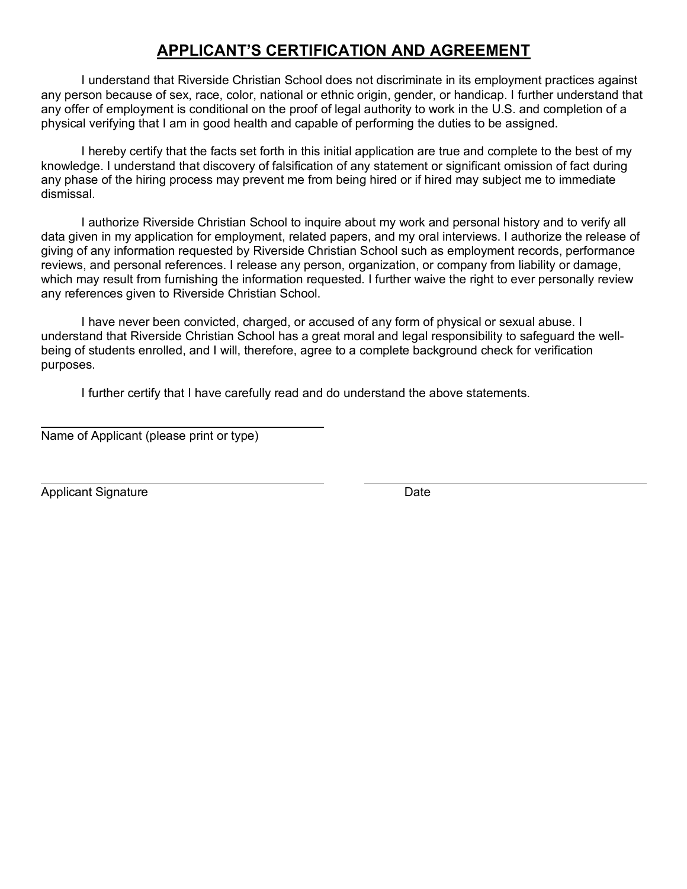# APPLICANT'S CERTIFICATION AND AGREEMENT

I understand that Riverside Christian School does not discriminate in its employment practices against any person because of sex, race, color, national or ethnic origin, gender, or handicap. I further understand that any offer of employment is conditional on the proof of legal authority to work in the U.S. and completion of a physical verifying that I am in good health and capable of performing the duties to be assigned.

I hereby certify that the facts set forth in this initial application are true and complete to the best of my knowledge. I understand that discovery of falsification of any statement or significant omission of fact during any phase of the hiring process may prevent me from being hired or if hired may subject me to immediate dismissal.

I authorize Riverside Christian School to inquire about my work and personal history and to verify all data given in my application for employment, related papers, and my oral interviews. I authorize the release of giving of any information requested by Riverside Christian School such as employment records, performance reviews, and personal references. I release any person, organization, or company from liability or damage, which may result from furnishing the information requested. I further waive the right to ever personally review any references given to Riverside Christian School.

I have never been convicted, charged, or accused of any form of physical or sexual abuse. I understand that Riverside Christian School has a great moral and legal responsibility to safeguard the well-being of students enrolled, and I will, therefore, agree to a complete background check for verification purposes.

I further certify that I have carefully read and do understand the above statements.

\_\_\_\_\_\_\_\_\_\_\_\_\_\_\_\_\_\_\_\_\_\_\_\_\_\_\_\_\_\_\_\_\_\_\_\_\_\_\_\_
Name of Applicant (please print or type)

\_\_\_\_\_\_\_\_\_\_\_\_\_\_\_\_\_\_\_\_\_\_\_\_\_\_\_\_\_\_\_\_\_\_\_\_\_\_\_\_ \_\_\_\_\_\_\_\_\_\_\_\_\_\_\_\_\_\_\_\_\_\_\_\_\_\_\_\_\_\_\_\_\_\_\_\_\_\_\_\_
Applicant Signature Date